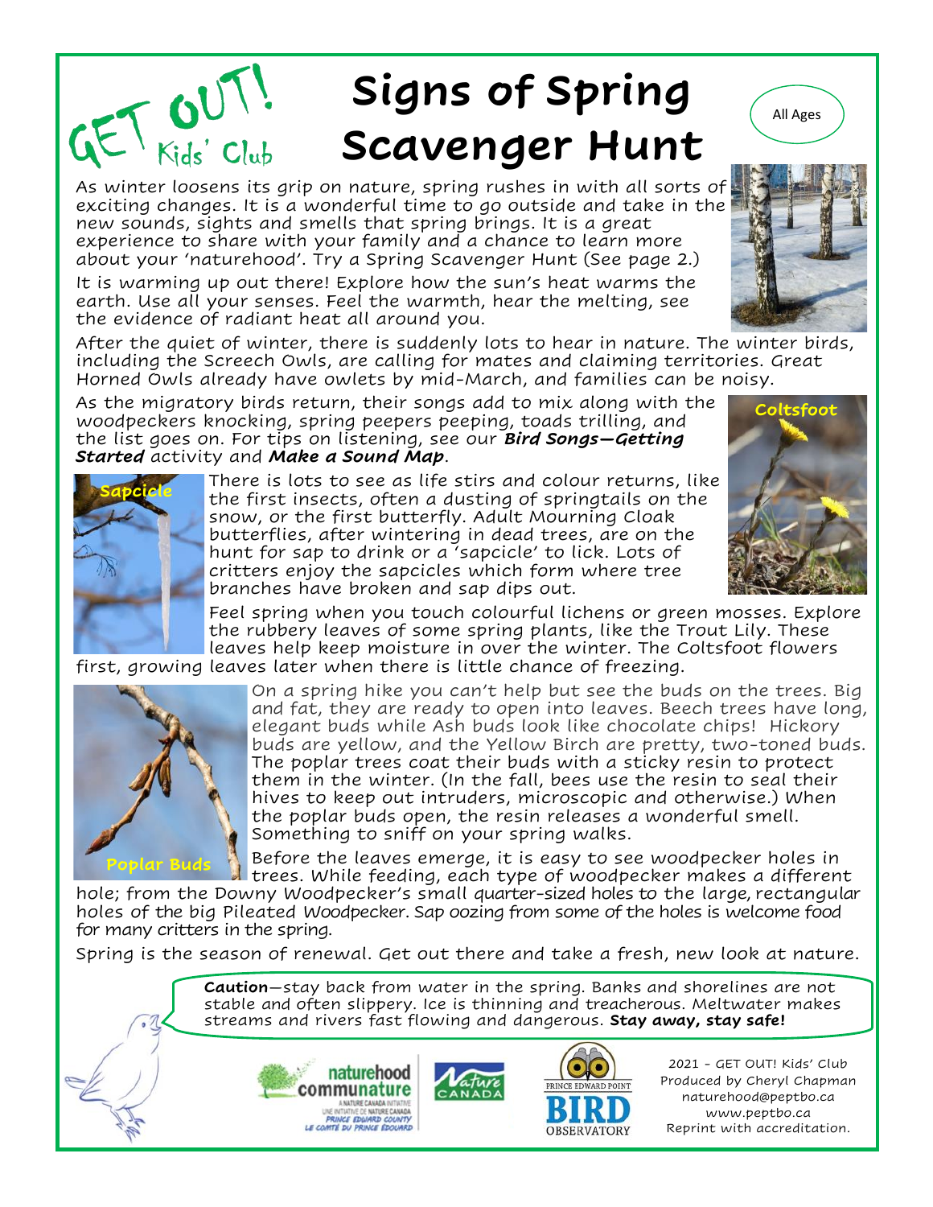GET OUT! Kids' Club

# Signs of Spring Scavenger Hunt

All Ages

As winter loosens its grip on nature, spring rushes in with all sorts of exciting changes. It is a wonderful time to go outside and take in the new sounds, sights and smells that spring brings. It is a great experience to share with your family and a chance to learn more about your 'naturehood'. Try a Spring Scavenger Hunt (See page 2.)

It is warming up out there! Explore how the sun's heat warms the earth. Use all your senses. Feel the warmth, hear the melting, see the evidence of radiant heat all around you.

After the quiet of winter, there is suddenly lots to hear in nature. The winter birds, including the Screech Owls, are calling for mates and claiming territories. Great Horned Owls already have owlets by mid-March, and families can be noisy.

As the migratory birds return, their songs add to mix along with the woodpeckers knocking, spring peepers peeping, toads trilling, and the list goes on. For tips on listening, see our ***Bird Songs—Getting Started*** activity and ***Make a Sound Map***.

Coltsfoot

Sapcicle

There is lots to see as life stirs and colour returns, like the first insects, often a dusting of springtails on the snow, or the first butterfly. Adult Mourning Cloak butterflies, after wintering in dead trees, are on the hunt for sap to drink or a 'sapcicle' to lick. Lots of critters enjoy the sapcicles which form where tree branches have broken and sap dips out.

Feel spring when you touch colourful lichens or green mosses. Explore the rubbery leaves of some spring plants, like the Trout Lily. These leaves help keep moisture in over the winter. The Coltsfoot flowers first, growing leaves later when there is little chance of freezing.

Poplar Buds

On a spring hike you can't help but see the buds on the trees. Big and fat, they are ready to open into leaves. Beech trees have long, elegant buds while Ash buds look like chocolate chips! Hickory buds are yellow, and the Yellow Birch are pretty, two-toned buds. The poplar trees coat their buds with a sticky resin to protect them in the winter. (In the fall, bees use the resin to seal their hives to keep out intruders, microscopic and otherwise.) When the poplar buds open, the resin releases a wonderful smell. Something to sniff on your spring walks.

Before the leaves emerge, it is easy to see woodpecker holes in trees. While feeding, each type of woodpecker makes a different hole; from the Downy Woodpecker's small quarter-sized holes to the large, rectangular holes of the big Pileated Woodpecker. Sap oozing from some of the holes is welcome food for many critters in the spring.

Spring is the season of renewal. Get out there and take a fresh, new look at nature.

**Caution**—stay back from water in the spring. Banks and shorelines are not stable and often slippery. Ice is thinning and treacherous. Meltwater makes streams and rivers fast flowing and dangerous. **Stay away, stay safe!**

naturehood communature — A Nature Canada Initiative / Une initiative de Nature Canada — Prince Edward County / Le Comté du Prince Édouard

Nature Canada

Prince Edward Point Bird Observatory

2021 - GET OUT! Kids' Club
Produced by Cheryl Chapman
naturehood@peptbo.ca
www.peptbo.ca
Reprint with accreditation.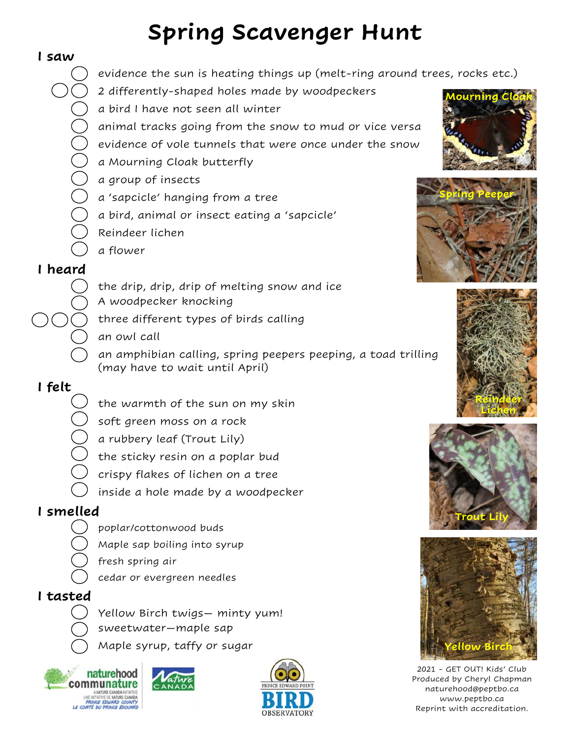# Spring Scavenger Hunt

## I saw

- ◯ evidence the sun is heating things up (melt-ring around trees, rocks etc.)
- ◯◯ 2 differently-shaped holes made by woodpeckers
- ◯ a bird I have not seen all winter
- ◯ animal tracks going from the snow to mud or vice versa
- ◯ evidence of vole tunnels that were once under the snow
- ◯ a Mourning Cloak butterfly
- ◯ a group of insects
- ◯ a 'sapcicle' hanging from a tree
- ◯ a bird, animal or insect eating a 'sapcicle'
- ◯ Reindeer lichen
- ◯ a flower

## I heard

- ◯ the drip, drip, drip of melting snow and ice
- ◯ A woodpecker knocking
- ◯◯◯ three different types of birds calling
- ◯ an owl call
- ◯ an amphibian calling, spring peepers peeping, a toad trilling (may have to wait until April)

## I felt

- ◯ the warmth of the sun on my skin
- ◯ soft green moss on a rock
- ◯ a rubbery leaf (Trout Lily)
- ◯ the sticky resin on a poplar bud
- ◯ crispy flakes of lichen on a tree
- ◯ inside a hole made by a woodpecker

## I smelled

- ◯ poplar/cottonwood buds
- ◯ Maple sap boiling into syrup
- ◯ fresh spring air
- ◯ cedar or evergreen needles

## I tasted

- ◯ Yellow Birch twigs— minty yum!
- ◯ sweetwater—maple sap
- ◯ Maple syrup, taffy or sugar

Mourning Cloak

Spring Peeper

Reindeer Lichen

Trout Lily

Yellow Birch

naturehood communature — A Nature Canada initiative / Une initiative de Nature Canada — Prince Edward County / Le comté du Prince Édouard

Nature Canada

Prince Edward Point Bird Observatory

2021 - GET OUT! Kids' Club
Produced by Cheryl Chapman
naturehood@peptbo.ca
www.peptbo.ca
Reprint with accreditation.